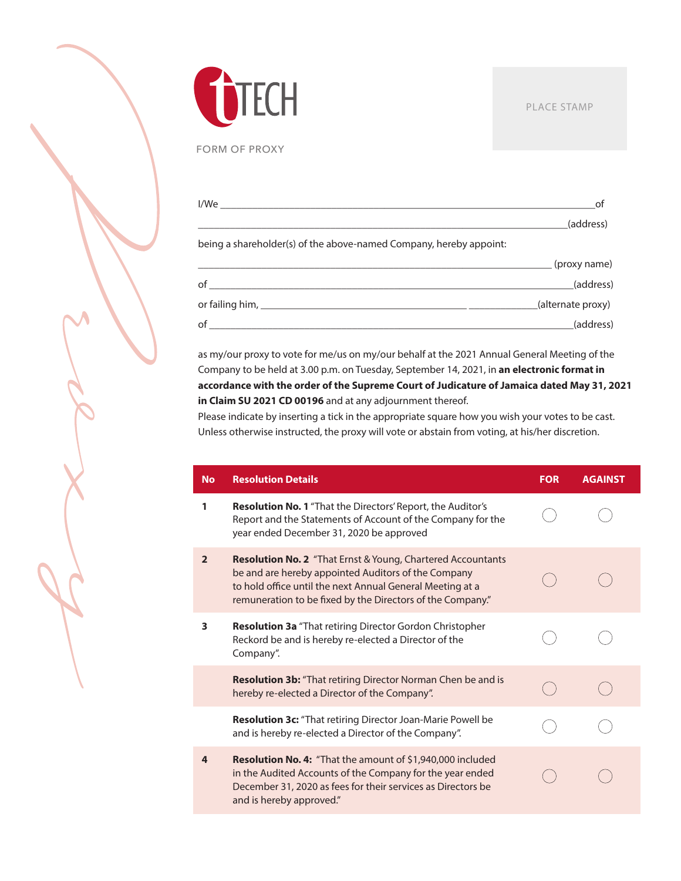TTECH

FORM OF PROXY

PLACE STAMP

I/We ________________________________________________________________________of

______________________________________________________________________(address)

being a shareholder(s) of the above-named Company, hereby appoint:

_______________________________________________________________ (proxy name)

of ____________________________________________________________________(address)

or failing him, __________________________________ ____________(alternate proxy)

of ____________________________________________________________________(address)

as my/our proxy to vote for me/us on my/our behalf at the 2021 Annual General Meeting of the Company to be held at 3.00 p.m. on Tuesday, September 14, 2021, in **an electronic format in accordance with the order of the Supreme Court of Judicature of Jamaica dated May 31, 2021 in Claim SU 2021 CD 00196** and at any adjournment thereof.
Please indicate by inserting a tick in the appropriate square how you wish your votes to be cast. Unless otherwise instructed, the proxy will vote or abstain from voting, at his/her discretion.

| No | Resolution Details | FOR | AGAINST |
|---|---|---|---|
| 1 | **Resolution No. 1** "That the Directors' Report, the Auditor's Report and the Statements of Account of the Company for the year ended December 31, 2020 be approved | ○ | ○ |
| 2 | **Resolution No. 2** "That Ernst & Young, Chartered Accountants be and are hereby appointed Auditors of the Company to hold office until the next Annual General Meeting at a remuneration to be fixed by the Directors of the Company." | ○ | ○ |
| 3 | **Resolution 3a** "That retiring Director Gordon Christopher Reckord be and is hereby re-elected a Director of the Company". | ○ | ○ |
| | **Resolution 3b:** "That retiring Director Norman Chen be and is hereby re-elected a Director of the Company". | ○ | ○ |
| | **Resolution 3c:** "That retiring Director Joan-Marie Powell be and is hereby re-elected a Director of the Company". | ○ | ○ |
| 4 | **Resolution No. 4:** "That the amount of $1,940,000 included in the Audited Accounts of the Company for the year ended December 31, 2020 as fees for their services as Directors be and is hereby approved." | ○ | ○ |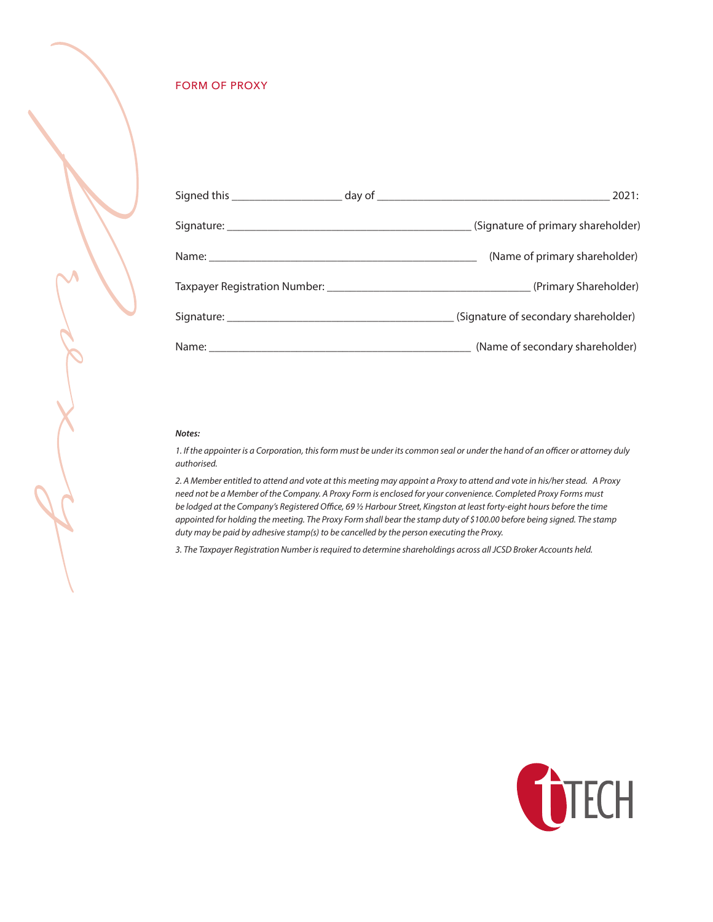## FORM OF PROXY

Signed this ____________________ day of ________________________________________ 2021:

Signature: __________________________________________ (Signature of primary shareholder)

Name: ______________________________________________ (Name of primary shareholder)

Taxpayer Registration Number: _____________________________________ (Primary Shareholder)

Signature: _______________________________________ (Signature of secondary shareholder)

Name: ______________________________________________ (Name of secondary shareholder)

***Notes:***

*1. If the appointer is a Corporation, this form must be under its common seal or under the hand of an officer or attorney duly authorised.*

*2. A Member entitled to attend and vote at this meeting may appoint a Proxy to attend and vote in his/her stead. A Proxy need not be a Member of the Company. A Proxy Form is enclosed for your convenience. Completed Proxy Forms must be lodged at the Company's Registered Office, 69 ½ Harbour Street, Kingston at least forty-eight hours before the time appointed for holding the meeting. The Proxy Form shall bear the stamp duty of $100.00 before being signed. The stamp duty may be paid by adhesive stamp(s) to be cancelled by the person executing the Proxy.*

*3. The Taxpayer Registration Number is required to determine shareholdings across all JCSD Broker Accounts held.*

tTECH